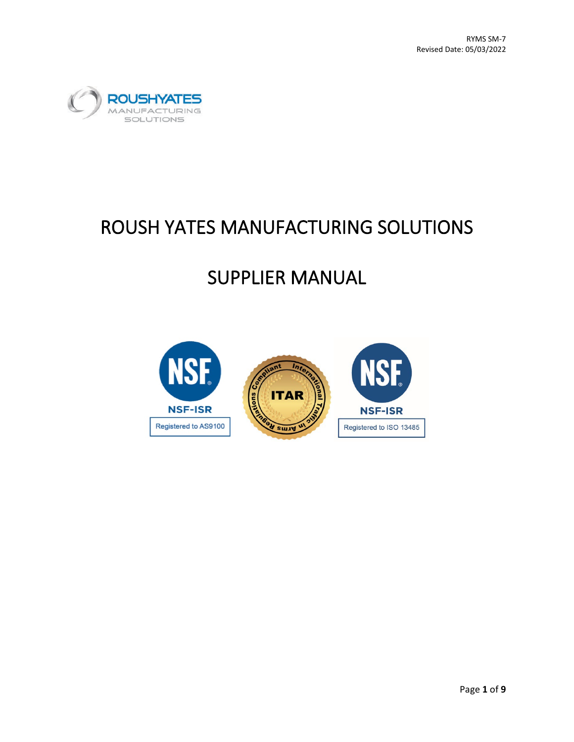RYMS SM-7
Revised Date: 05/03/2022

# ROUSH YATES MANUFACTURING SOLUTIONS

# SUPPLIER MANUAL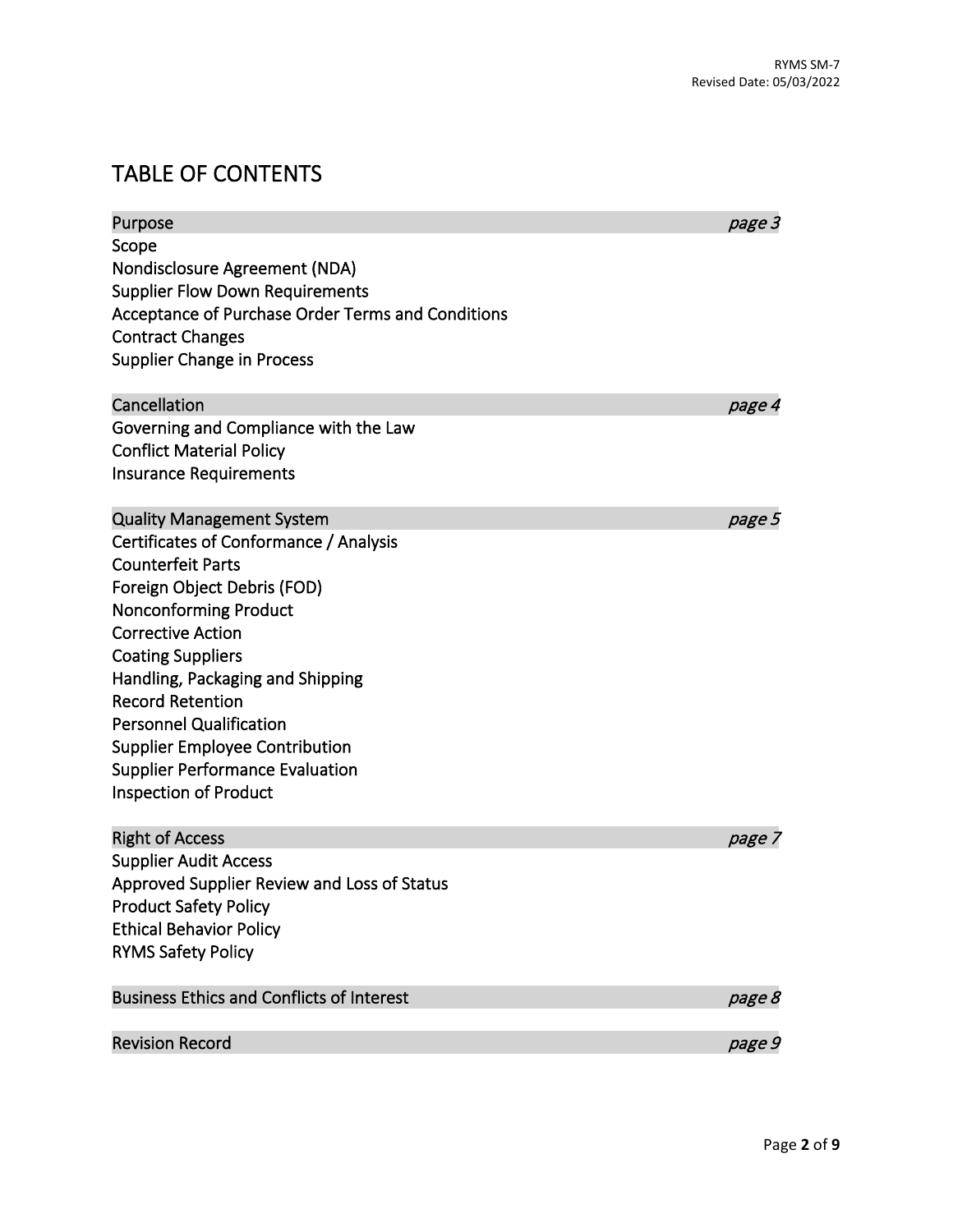# TABLE OF CONTENTS

| | |
|---|---|
| Purpose | *page 3* |
| Scope | |
| Nondisclosure Agreement (NDA) | |
| Supplier Flow Down Requirements | |
| Acceptance of Purchase Order Terms and Conditions | |
| Contract Changes | |
| Supplier Change in Process | |
| Cancellation | *page 4* |
| Governing and Compliance with the Law | |
| Conflict Material Policy | |
| Insurance Requirements | |
| Quality Management System | *page 5* |
| Certificates of Conformance / Analysis | |
| Counterfeit Parts | |
| Foreign Object Debris (FOD) | |
| Nonconforming Product | |
| Corrective Action | |
| Coating Suppliers | |
| Handling, Packaging and Shipping | |
| Record Retention | |
| Personnel Qualification | |
| Supplier Employee Contribution | |
| Supplier Performance Evaluation | |
| Inspection of Product | |
| Right of Access | *page 7* |
| Supplier Audit Access | |
| Approved Supplier Review and Loss of Status | |
| Product Safety Policy | |
| Ethical Behavior Policy | |
| RYMS Safety Policy | |
| Business Ethics and Conflicts of Interest | *page 8* |
| Revision Record | *page 9* |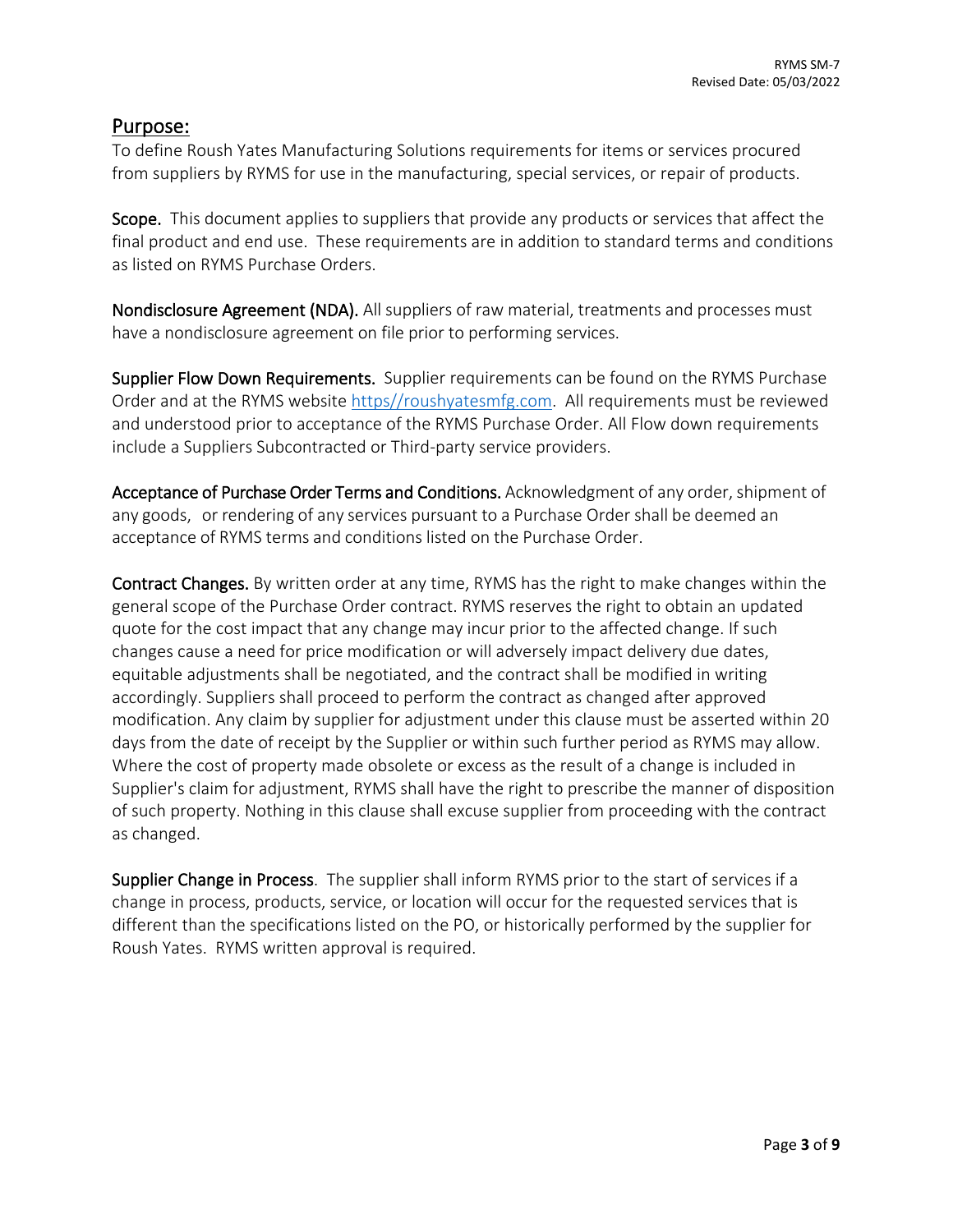## Purpose:

To define Roush Yates Manufacturing Solutions requirements for items or services procured from suppliers by RYMS for use in the manufacturing, special services, or repair of products.

**Scope.** This document applies to suppliers that provide any products or services that affect the final product and end use. These requirements are in addition to standard terms and conditions as listed on RYMS Purchase Orders.

**Nondisclosure Agreement (NDA).** All suppliers of raw material, treatments and processes must have a nondisclosure agreement on file prior to performing services.

**Supplier Flow Down Requirements.** Supplier requirements can be found on the RYMS Purchase Order and at the RYMS website https//roushyatesmfg.com. All requirements must be reviewed and understood prior to acceptance of the RYMS Purchase Order. All Flow down requirements include a Suppliers Subcontracted or Third-party service providers.

**Acceptance of Purchase Order Terms and Conditions.** Acknowledgment of any order, shipment of any goods, or rendering of any services pursuant to a Purchase Order shall be deemed an acceptance of RYMS terms and conditions listed on the Purchase Order.

**Contract Changes.** By written order at any time, RYMS has the right to make changes within the general scope of the Purchase Order contract. RYMS reserves the right to obtain an updated quote for the cost impact that any change may incur prior to the affected change. If such changes cause a need for price modification or will adversely impact delivery due dates, equitable adjustments shall be negotiated, and the contract shall be modified in writing accordingly. Suppliers shall proceed to perform the contract as changed after approved modification. Any claim by supplier for adjustment under this clause must be asserted within 20 days from the date of receipt by the Supplier or within such further period as RYMS may allow. Where the cost of property made obsolete or excess as the result of a change is included in Supplier's claim for adjustment, RYMS shall have the right to prescribe the manner of disposition of such property. Nothing in this clause shall excuse supplier from proceeding with the contract as changed.

**Supplier Change in Process**. The supplier shall inform RYMS prior to the start of services if a change in process, products, service, or location will occur for the requested services that is different than the specifications listed on the PO, or historically performed by the supplier for Roush Yates. RYMS written approval is required.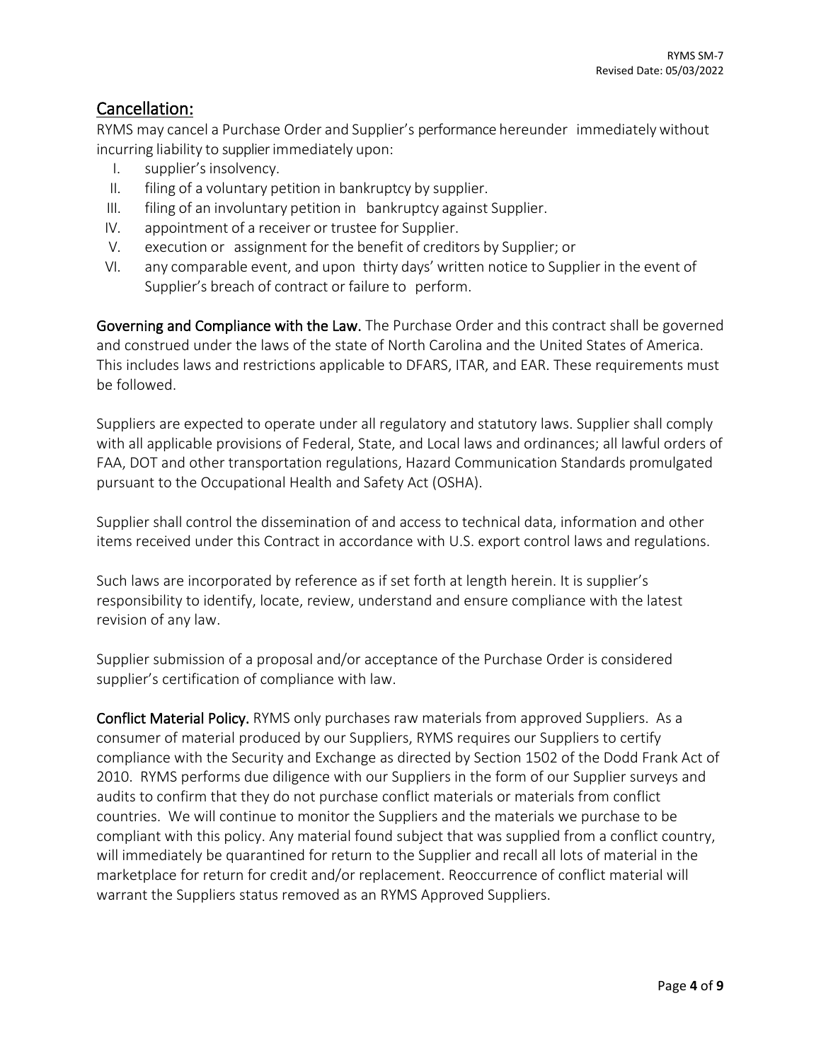## Cancellation:

RYMS may cancel a Purchase Order and Supplier's performance hereunder immediately without incurring liability to supplier immediately upon:

I. supplier's insolvency.
II. filing of a voluntary petition in bankruptcy by supplier.
III. filing of an involuntary petition in bankruptcy against Supplier.
IV. appointment of a receiver or trustee for Supplier.
V. execution or assignment for the benefit of creditors by Supplier; or
VI. any comparable event, and upon thirty days' written notice to Supplier in the event of Supplier's breach of contract or failure to perform.

**Governing and Compliance with the Law.** The Purchase Order and this contract shall be governed and construed under the laws of the state of North Carolina and the United States of America. This includes laws and restrictions applicable to DFARS, ITAR, and EAR. These requirements must be followed.

Suppliers are expected to operate under all regulatory and statutory laws. Supplier shall comply with all applicable provisions of Federal, State, and Local laws and ordinances; all lawful orders of FAA, DOT and other transportation regulations, Hazard Communication Standards promulgated pursuant to the Occupational Health and Safety Act (OSHA).

Supplier shall control the dissemination of and access to technical data, information and other items received under this Contract in accordance with U.S. export control laws and regulations.

Such laws are incorporated by reference as if set forth at length herein. It is supplier's responsibility to identify, locate, review, understand and ensure compliance with the latest revision of any law.

Supplier submission of a proposal and/or acceptance of the Purchase Order is considered supplier's certification of compliance with law.

**Conflict Material Policy.** RYMS only purchases raw materials from approved Suppliers. As a consumer of material produced by our Suppliers, RYMS requires our Suppliers to certify compliance with the Security and Exchange as directed by Section 1502 of the Dodd Frank Act of 2010. RYMS performs due diligence with our Suppliers in the form of our Supplier surveys and audits to confirm that they do not purchase conflict materials or materials from conflict countries. We will continue to monitor the Suppliers and the materials we purchase to be compliant with this policy. Any material found subject that was supplied from a conflict country, will immediately be quarantined for return to the Supplier and recall all lots of material in the marketplace for return for credit and/or replacement. Reoccurrence of conflict material will warrant the Suppliers status removed as an RYMS Approved Suppliers.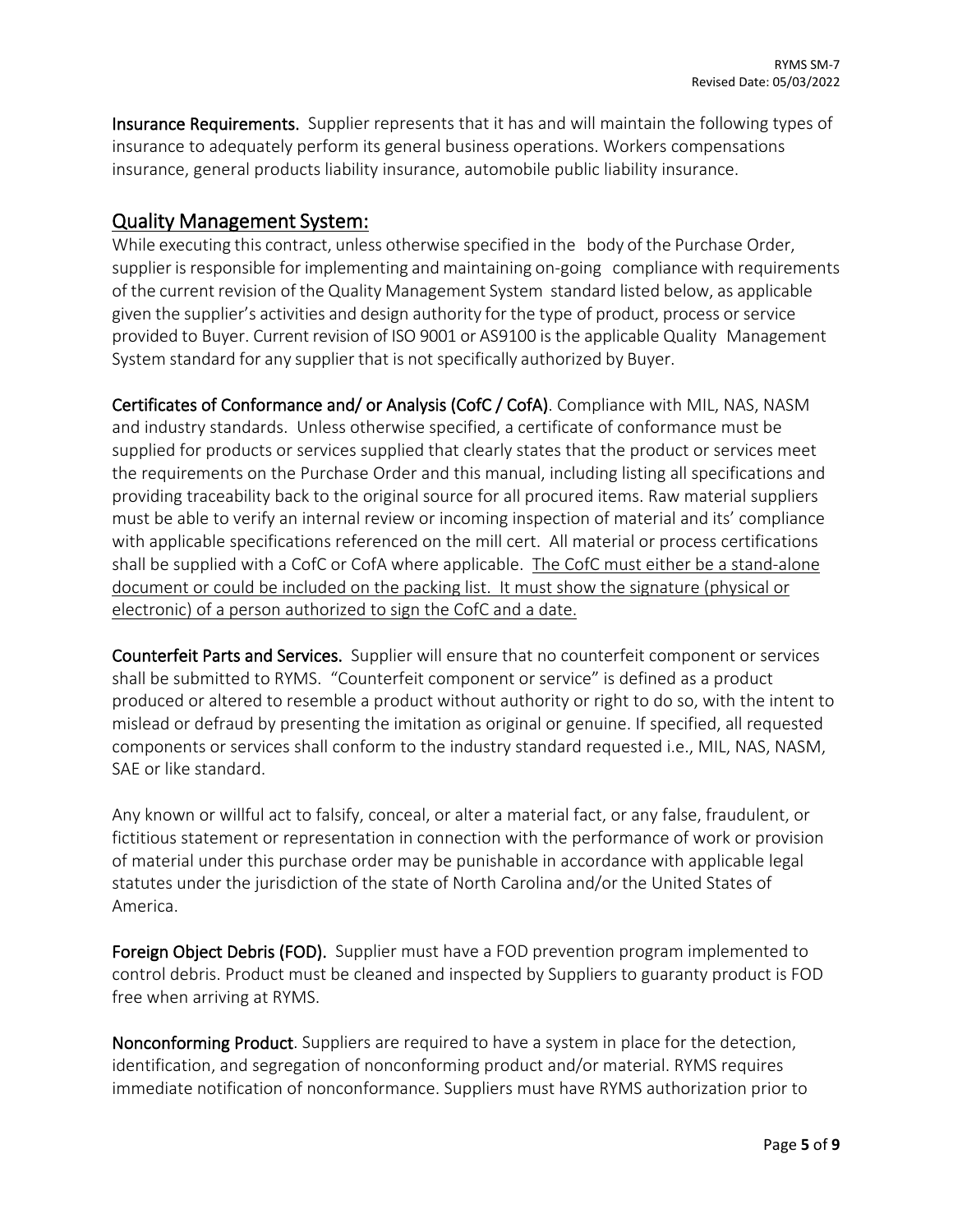**Insurance Requirements.** Supplier represents that it has and will maintain the following types of insurance to adequately perform its general business operations. Workers compensations insurance, general products liability insurance, automobile public liability insurance.

## Quality Management System:

While executing this contract, unless otherwise specified in the body of the Purchase Order, supplier is responsible for implementing and maintaining on-going compliance with requirements of the current revision of the Quality Management System standard listed below, as applicable given the supplier's activities and design authority for the type of product, process or service provided to Buyer. Current revision of ISO 9001 or AS9100 is the applicable Quality Management System standard for any supplier that is not specifically authorized by Buyer.

**Certificates of Conformance and/ or Analysis (CofC / CofA)**. Compliance with MIL, NAS, NASM and industry standards. Unless otherwise specified, a certificate of conformance must be supplied for products or services supplied that clearly states that the product or services meet the requirements on the Purchase Order and this manual, including listing all specifications and providing traceability back to the original source for all procured items. Raw material suppliers must be able to verify an internal review or incoming inspection of material and its' compliance with applicable specifications referenced on the mill cert. All material or process certifications shall be supplied with a CofC or CofA where applicable. <u>The CofC must either be a stand-alone document or could be included on the packing list. It must show the signature (physical or electronic) of a person authorized to sign the CofC and a date.</u>

**Counterfeit Parts and Services.** Supplier will ensure that no counterfeit component or services shall be submitted to RYMS. "Counterfeit component or service" is defined as a product produced or altered to resemble a product without authority or right to do so, with the intent to mislead or defraud by presenting the imitation as original or genuine. If specified, all requested components or services shall conform to the industry standard requested i.e., MIL, NAS, NASM, SAE or like standard.

Any known or willful act to falsify, conceal, or alter a material fact, or any false, fraudulent, or fictitious statement or representation in connection with the performance of work or provision of material under this purchase order may be punishable in accordance with applicable legal statutes under the jurisdiction of the state of North Carolina and/or the United States of America.

**Foreign Object Debris (FOD).** Supplier must have a FOD prevention program implemented to control debris. Product must be cleaned and inspected by Suppliers to guaranty product is FOD free when arriving at RYMS.

**Nonconforming Product**. Suppliers are required to have a system in place for the detection, identification, and segregation of nonconforming product and/or material. RYMS requires immediate notification of nonconformance. Suppliers must have RYMS authorization prior to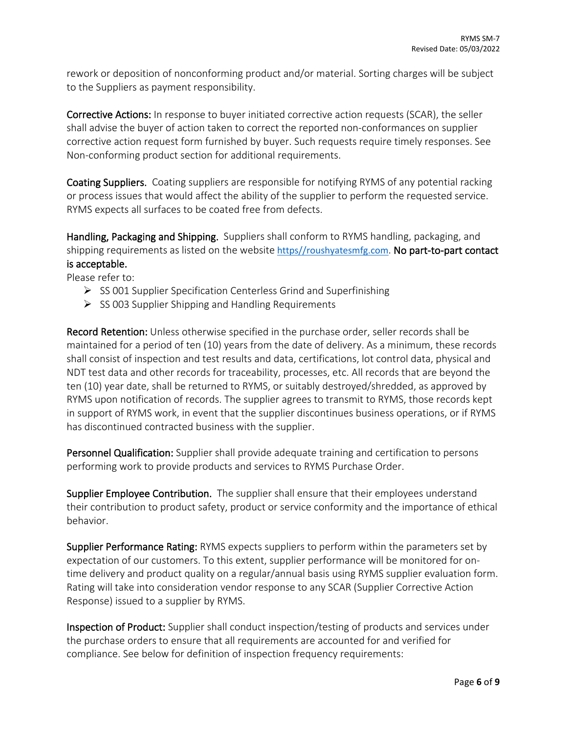rework or deposition of nonconforming product and/or material. Sorting charges will be subject to the Suppliers as payment responsibility.

**Corrective Actions:** In response to buyer initiated corrective action requests (SCAR), the seller shall advise the buyer of action taken to correct the reported non-conformances on supplier corrective action request form furnished by buyer. Such requests require timely responses. See Non-conforming product section for additional requirements.

**Coating Suppliers.** Coating suppliers are responsible for notifying RYMS of any potential racking or process issues that would affect the ability of the supplier to perform the requested service. RYMS expects all surfaces to be coated free from defects.

**Handling, Packaging and Shipping.** Suppliers shall conform to RYMS handling, packaging, and shipping requirements as listed on the website https//roushyatesmfg.com. **No part-to-part contact is acceptable.**

Please refer to:

- SS 001 Supplier Specification Centerless Grind and Superfinishing
- SS 003 Supplier Shipping and Handling Requirements

**Record Retention:** Unless otherwise specified in the purchase order, seller records shall be maintained for a period of ten (10) years from the date of delivery. As a minimum, these records shall consist of inspection and test results and data, certifications, lot control data, physical and NDT test data and other records for traceability, processes, etc. All records that are beyond the ten (10) year date, shall be returned to RYMS, or suitably destroyed/shredded, as approved by RYMS upon notification of records. The supplier agrees to transmit to RYMS, those records kept in support of RYMS work, in event that the supplier discontinues business operations, or if RYMS has discontinued contracted business with the supplier.

**Personnel Qualification:** Supplier shall provide adequate training and certification to persons performing work to provide products and services to RYMS Purchase Order.

**Supplier Employee Contribution.** The supplier shall ensure that their employees understand their contribution to product safety, product or service conformity and the importance of ethical behavior.

**Supplier Performance Rating:** RYMS expects suppliers to perform within the parameters set by expectation of our customers. To this extent, supplier performance will be monitored for on-time delivery and product quality on a regular/annual basis using RYMS supplier evaluation form. Rating will take into consideration vendor response to any SCAR (Supplier Corrective Action Response) issued to a supplier by RYMS.

**Inspection of Product:** Supplier shall conduct inspection/testing of products and services under the purchase orders to ensure that all requirements are accounted for and verified for compliance. See below for definition of inspection frequency requirements: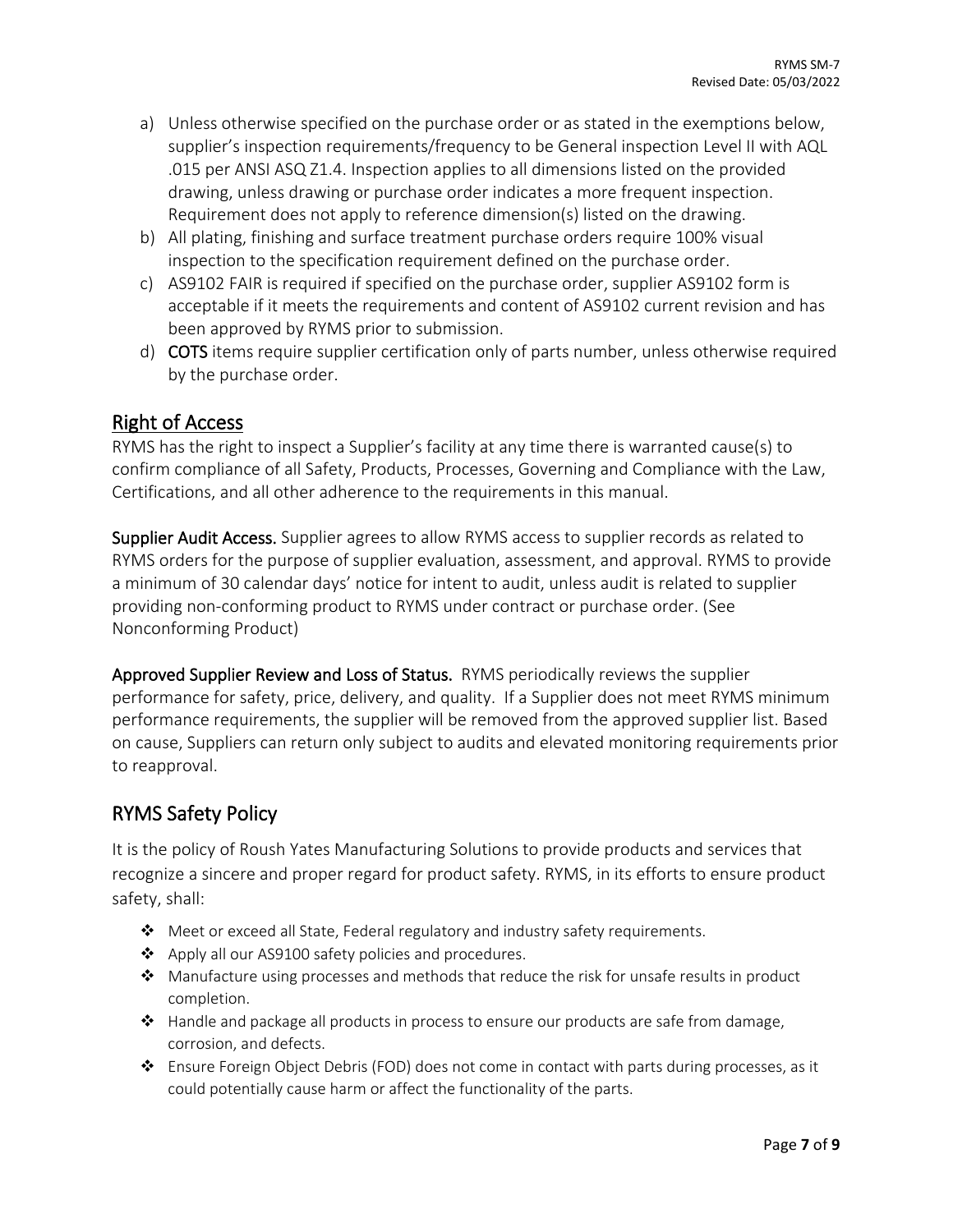a) Unless otherwise specified on the purchase order or as stated in the exemptions below, supplier's inspection requirements/frequency to be General inspection Level II with AQL .015 per ANSI ASQ Z1.4. Inspection applies to all dimensions listed on the provided drawing, unless drawing or purchase order indicates a more frequent inspection. Requirement does not apply to reference dimension(s) listed on the drawing.
b) All plating, finishing and surface treatment purchase orders require 100% visual inspection to the specification requirement defined on the purchase order.
c) AS9102 FAIR is required if specified on the purchase order, supplier AS9102 form is acceptable if it meets the requirements and content of AS9102 current revision and has been approved by RYMS prior to submission.
d) **COTS** items require supplier certification only of parts number, unless otherwise required by the purchase order.

## Right of Access

RYMS has the right to inspect a Supplier's facility at any time there is warranted cause(s) to confirm compliance of all Safety, Products, Processes, Governing and Compliance with the Law, Certifications, and all other adherence to the requirements in this manual.

**Supplier Audit Access.** Supplier agrees to allow RYMS access to supplier records as related to RYMS orders for the purpose of supplier evaluation, assessment, and approval. RYMS to provide a minimum of 30 calendar days' notice for intent to audit, unless audit is related to supplier providing non-conforming product to RYMS under contract or purchase order. (See Nonconforming Product)

**Approved Supplier Review and Loss of Status.** RYMS periodically reviews the supplier performance for safety, price, delivery, and quality. If a Supplier does not meet RYMS minimum performance requirements, the supplier will be removed from the approved supplier list. Based on cause, Suppliers can return only subject to audits and elevated monitoring requirements prior to reapproval.

## RYMS Safety Policy

It is the policy of Roush Yates Manufacturing Solutions to provide products and services that recognize a sincere and proper regard for product safety. RYMS, in its efforts to ensure product safety, shall:

- Meet or exceed all State, Federal regulatory and industry safety requirements.
- Apply all our AS9100 safety policies and procedures.
- Manufacture using processes and methods that reduce the risk for unsafe results in product completion.
- Handle and package all products in process to ensure our products are safe from damage, corrosion, and defects.
- Ensure Foreign Object Debris (FOD) does not come in contact with parts during processes, as it could potentially cause harm or affect the functionality of the parts.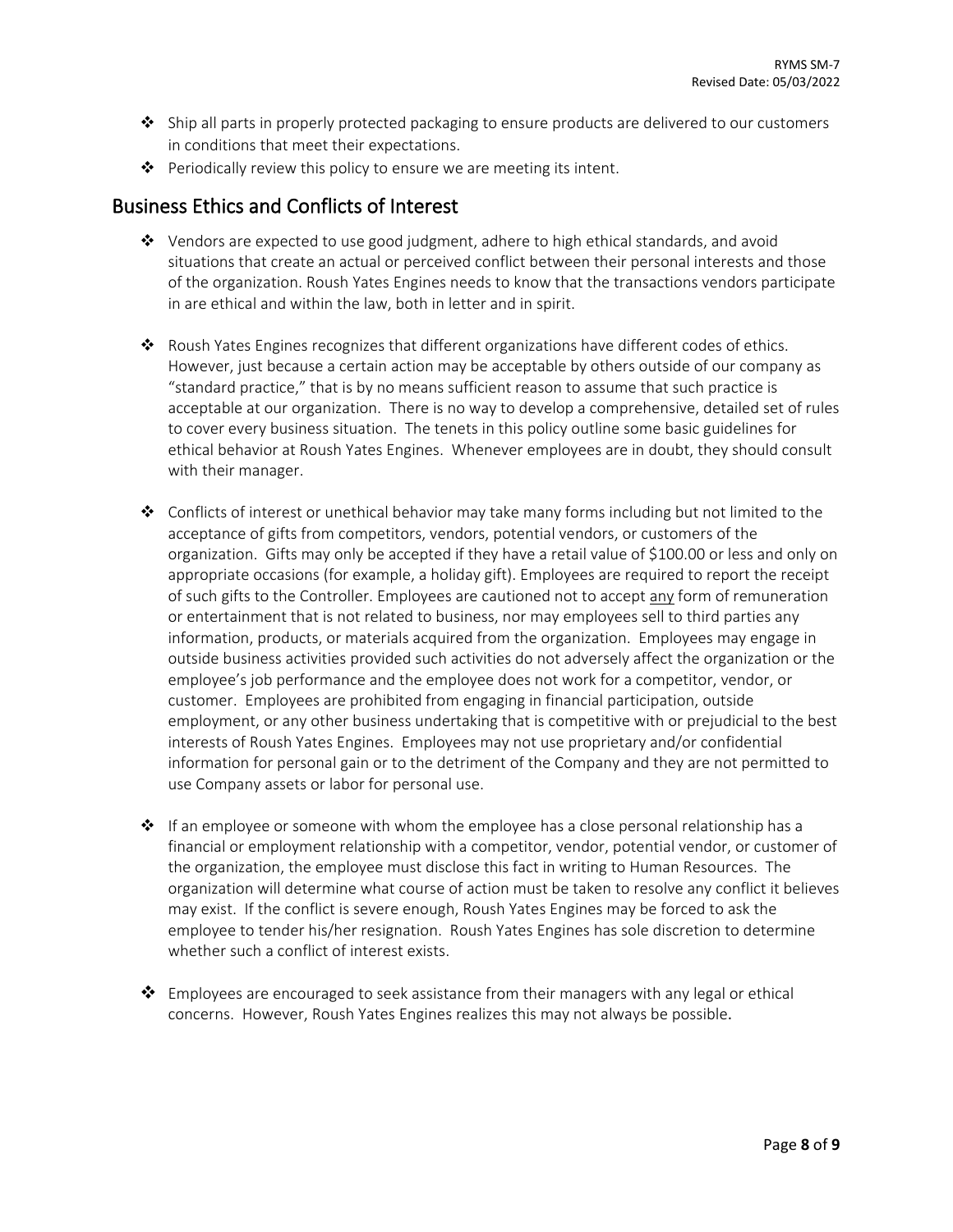- Ship all parts in properly protected packaging to ensure products are delivered to our customers in conditions that meet their expectations.
- Periodically review this policy to ensure we are meeting its intent.

## Business Ethics and Conflicts of Interest

- Vendors are expected to use good judgment, adhere to high ethical standards, and avoid situations that create an actual or perceived conflict between their personal interests and those of the organization. Roush Yates Engines needs to know that the transactions vendors participate in are ethical and within the law, both in letter and in spirit.

- Roush Yates Engines recognizes that different organizations have different codes of ethics. However, just because a certain action may be acceptable by others outside of our company as "standard practice," that is by no means sufficient reason to assume that such practice is acceptable at our organization. There is no way to develop a comprehensive, detailed set of rules to cover every business situation. The tenets in this policy outline some basic guidelines for ethical behavior at Roush Yates Engines. Whenever employees are in doubt, they should consult with their manager.

- Conflicts of interest or unethical behavior may take many forms including but not limited to the acceptance of gifts from competitors, vendors, potential vendors, or customers of the organization. Gifts may only be accepted if they have a retail value of $100.00 or less and only on appropriate occasions (for example, a holiday gift). Employees are required to report the receipt of such gifts to the Controller. Employees are cautioned not to accept <u>any</u> form of remuneration or entertainment that is not related to business, nor may employees sell to third parties any information, products, or materials acquired from the organization. Employees may engage in outside business activities provided such activities do not adversely affect the organization or the employee's job performance and the employee does not work for a competitor, vendor, or customer. Employees are prohibited from engaging in financial participation, outside employment, or any other business undertaking that is competitive with or prejudicial to the best interests of Roush Yates Engines. Employees may not use proprietary and/or confidential information for personal gain or to the detriment of the Company and they are not permitted to use Company assets or labor for personal use.

- If an employee or someone with whom the employee has a close personal relationship has a financial or employment relationship with a competitor, vendor, potential vendor, or customer of the organization, the employee must disclose this fact in writing to Human Resources. The organization will determine what course of action must be taken to resolve any conflict it believes may exist. If the conflict is severe enough, Roush Yates Engines may be forced to ask the employee to tender his/her resignation. Roush Yates Engines has sole discretion to determine whether such a conflict of interest exists.

- Employees are encouraged to seek assistance from their managers with any legal or ethical concerns. However, Roush Yates Engines realizes this may not always be possible.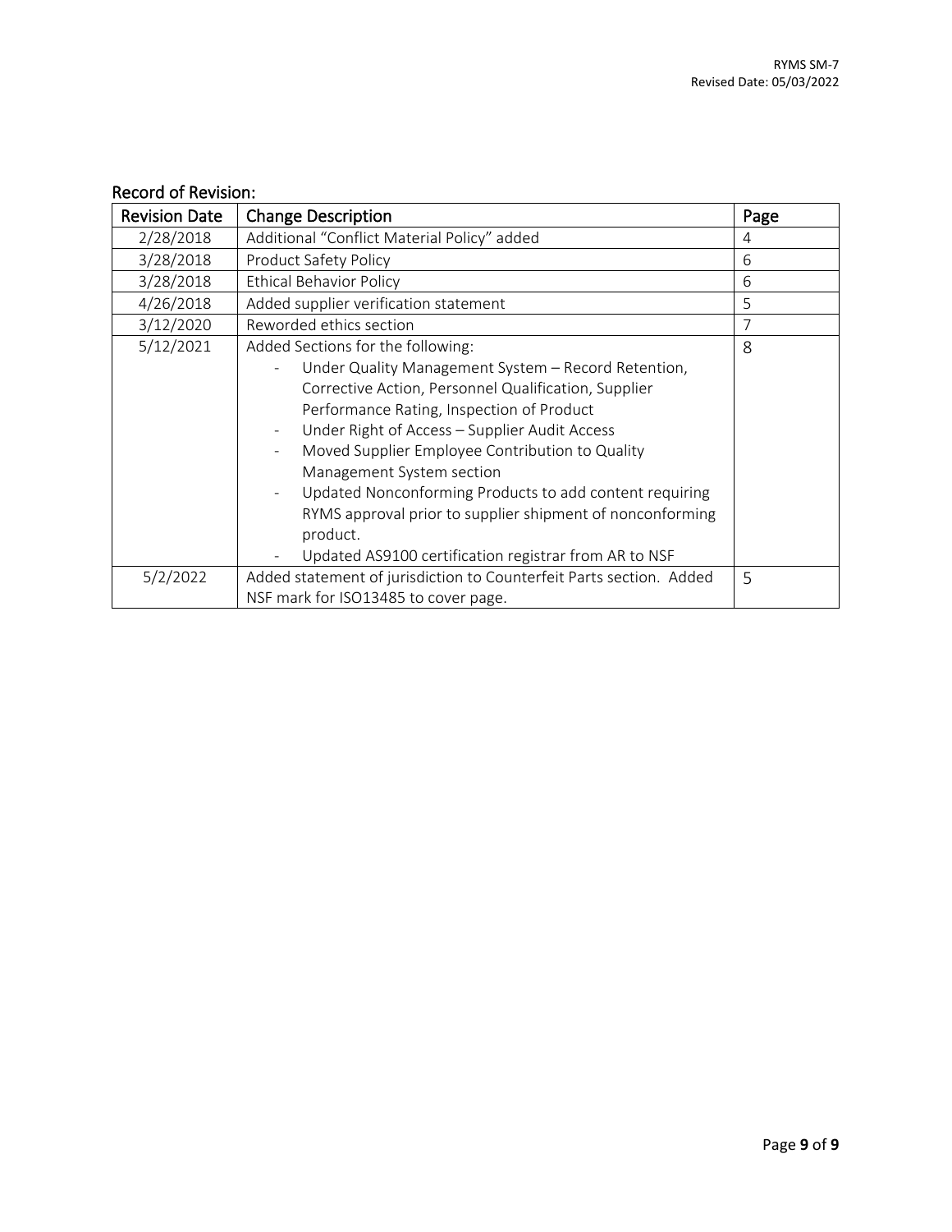## Record of Revision:

| Revision Date | Change Description | Page |
|---|---|---|
| 2/28/2018 | Additional "Conflict Material Policy" added | 4 |
| 3/28/2018 | Product Safety Policy | 6 |
| 3/28/2018 | Ethical Behavior Policy | 6 |
| 4/26/2018 | Added supplier verification statement | 5 |
| 3/12/2020 | Reworded ethics section | 7 |
| 5/12/2021 | Added Sections for the following:<br>- Under Quality Management System – Record Retention, Corrective Action, Personnel Qualification, Supplier Performance Rating, Inspection of Product<br>- Under Right of Access – Supplier Audit Access<br>- Moved Supplier Employee Contribution to Quality Management System section<br>- Updated Nonconforming Products to add content requiring RYMS approval prior to supplier shipment of nonconforming product.<br>- Updated AS9100 certification registrar from AR to NSF | 8 |
| 5/2/2022 | Added statement of jurisdiction to Counterfeit Parts section. Added NSF mark for ISO13485 to cover page. | 5 |